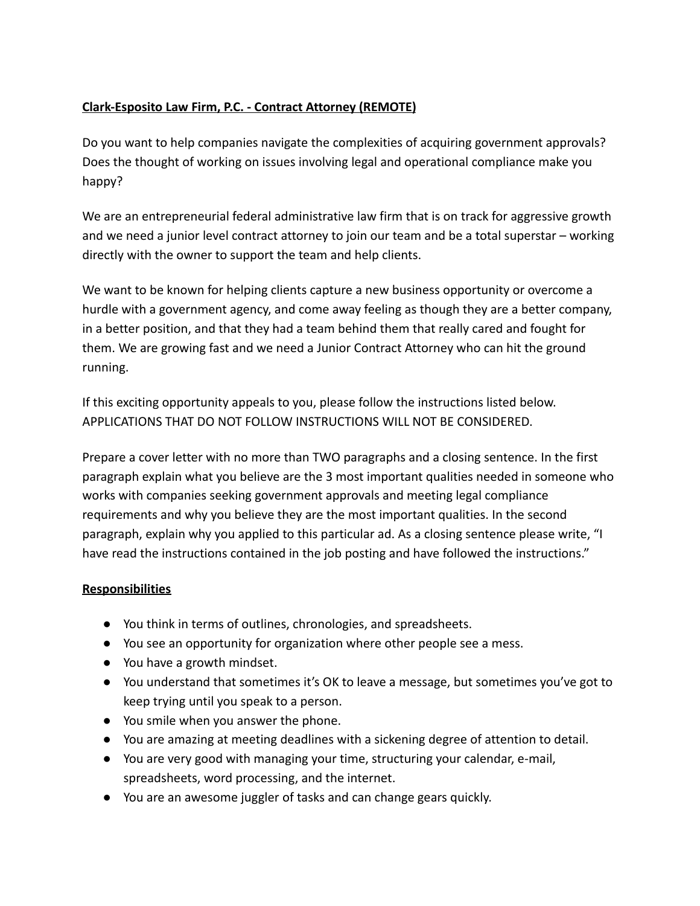**Clark-Esposito Law Firm, P.C. - Contract Attorney (REMOTE)**

Do you want to help companies navigate the complexities of acquiring government approvals? Does the thought of working on issues involving legal and operational compliance make you happy?

We are an entrepreneurial federal administrative law firm that is on track for aggressive growth and we need a junior level contract attorney to join our team and be a total superstar – working directly with the owner to support the team and help clients.

We want to be known for helping clients capture a new business opportunity or overcome a hurdle with a government agency, and come away feeling as though they are a better company, in a better position, and that they had a team behind them that really cared and fought for them. We are growing fast and we need a Junior Contract Attorney who can hit the ground running.

If this exciting opportunity appeals to you, please follow the instructions listed below. APPLICATIONS THAT DO NOT FOLLOW INSTRUCTIONS WILL NOT BE CONSIDERED.

Prepare a cover letter with no more than TWO paragraphs and a closing sentence. In the first paragraph explain what you believe are the 3 most important qualities needed in someone who works with companies seeking government approvals and meeting legal compliance requirements and why you believe they are the most important qualities. In the second paragraph, explain why you applied to this particular ad. As a closing sentence please write, "I have read the instructions contained in the job posting and have followed the instructions."

**Responsibilities**

- You think in terms of outlines, chronologies, and spreadsheets.
- You see an opportunity for organization where other people see a mess.
- You have a growth mindset.
- You understand that sometimes it's OK to leave a message, but sometimes you've got to keep trying until you speak to a person.
- You smile when you answer the phone.
- You are amazing at meeting deadlines with a sickening degree of attention to detail.
- You are very good with managing your time, structuring your calendar, e-mail, spreadsheets, word processing, and the internet.
- You are an awesome juggler of tasks and can change gears quickly.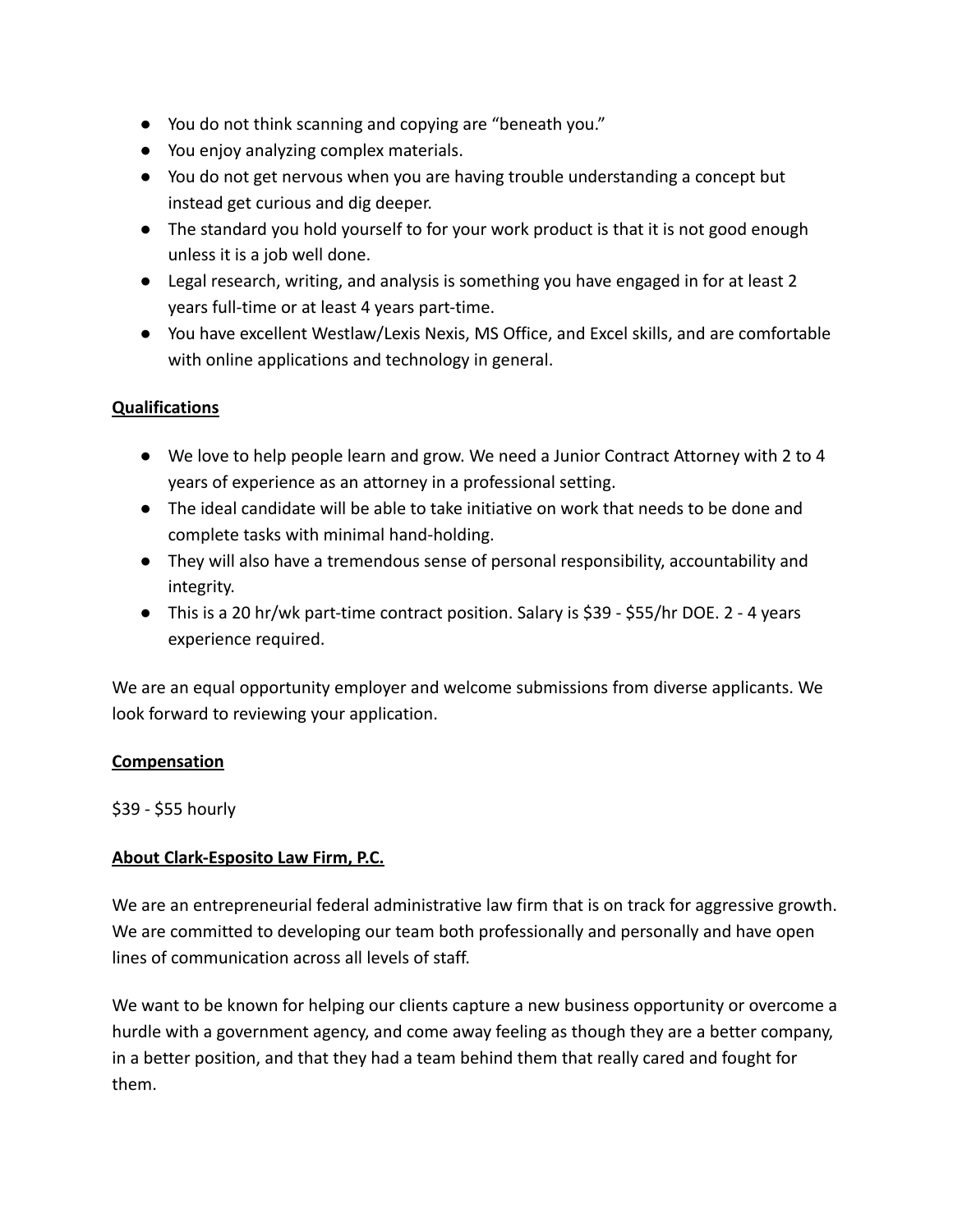- You do not think scanning and copying are "beneath you."
- You enjoy analyzing complex materials.
- You do not get nervous when you are having trouble understanding a concept but instead get curious and dig deeper.
- The standard you hold yourself to for your work product is that it is not good enough unless it is a job well done.
- Legal research, writing, and analysis is something you have engaged in for at least 2 years full-time or at least 4 years part-time.
- You have excellent Westlaw/Lexis Nexis, MS Office, and Excel skills, and are comfortable with online applications and technology in general.

**Qualifications**

- We love to help people learn and grow. We need a Junior Contract Attorney with 2 to 4 years of experience as an attorney in a professional setting.
- The ideal candidate will be able to take initiative on work that needs to be done and complete tasks with minimal hand-holding.
- They will also have a tremendous sense of personal responsibility, accountability and integrity.
- This is a 20 hr/wk part-time contract position. Salary is $39 - $55/hr DOE. 2 - 4 years experience required.

We are an equal opportunity employer and welcome submissions from diverse applicants. We look forward to reviewing your application.

**Compensation**

$39 - $55 hourly

**About Clark-Esposito Law Firm, P.C.**

We are an entrepreneurial federal administrative law firm that is on track for aggressive growth. We are committed to developing our team both professionally and personally and have open lines of communication across all levels of staff.

We want to be known for helping our clients capture a new business opportunity or overcome a hurdle with a government agency, and come away feeling as though they are a better company, in a better position, and that they had a team behind them that really cared and fought for them.